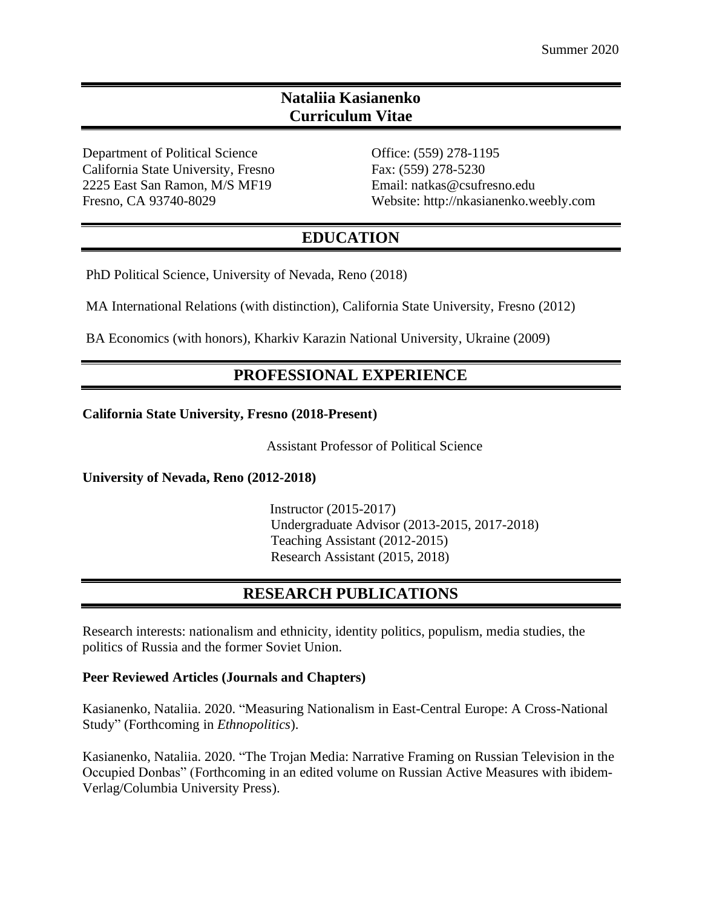Summer 2020

# Nataliia Kasianenko
## Curriculum Vitae

Department of Political Science
California State University, Fresno
2225 East San Ramon, M/S MF19
Fresno, CA 93740-8029

Office: (559) 278-1195
Fax: (559) 278-5230
Email: natkas@csufresno.edu
Website: http://nkasianenko.weebly.com

## EDUCATION

PhD Political Science, University of Nevada, Reno (2018)

MA International Relations (with distinction), California State University, Fresno (2012)

BA Economics (with honors), Kharkiv Karazin National University, Ukraine (2009)

## PROFESSIONAL EXPERIENCE

**California State University, Fresno (2018-Present)**

Assistant Professor of Political Science

**University of Nevada, Reno (2012-2018)**

Instructor (2015-2017)
Undergraduate Advisor (2013-2015, 2017-2018)
Teaching Assistant (2012-2015)
Research Assistant (2015, 2018)

## RESEARCH PUBLICATIONS

Research interests: nationalism and ethnicity, identity politics, populism, media studies, the politics of Russia and the former Soviet Union.

**Peer Reviewed Articles (Journals and Chapters)**

Kasianenko, Nataliia. 2020. "Measuring Nationalism in East-Central Europe: A Cross-National Study" (Forthcoming in *Ethnopolitics*).

Kasianenko, Nataliia. 2020. "The Trojan Media: Narrative Framing on Russian Television in the Occupied Donbas" (Forthcoming in an edited volume on Russian Active Measures with ibidem-Verlag/Columbia University Press).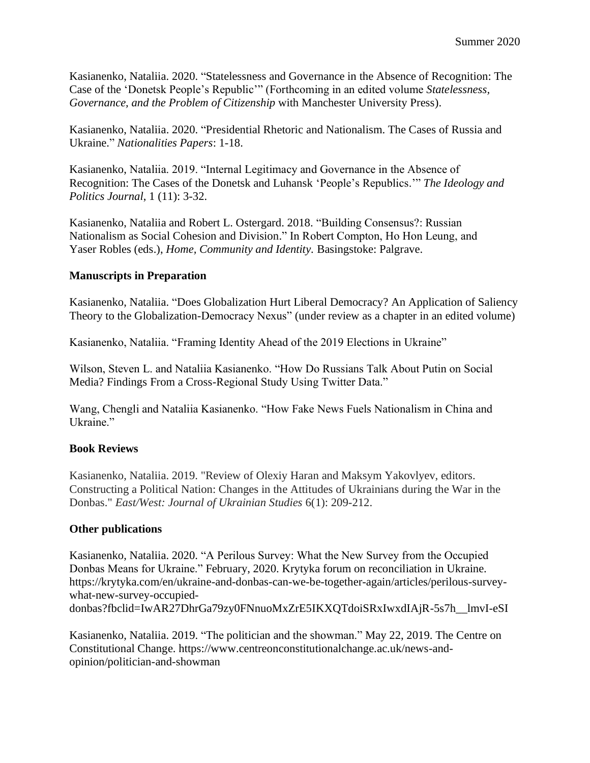Kasianenko, Nataliia. 2020. "Statelessness and Governance in the Absence of Recognition: The Case of the 'Donetsk People's Republic'" (Forthcoming in an edited volume *Statelessness, Governance, and the Problem of Citizenship* with Manchester University Press).

Kasianenko, Nataliia. 2020. "Presidential Rhetoric and Nationalism. The Cases of Russia and Ukraine." *Nationalities Papers*: 1-18.

Kasianenko, Nataliia. 2019. "Internal Legitimacy and Governance in the Absence of Recognition: The Cases of the Donetsk and Luhansk 'People's Republics.'" *The Ideology and Politics Journal*, 1 (11): 3-32.

Kasianenko, Nataliia and Robert L. Ostergard. 2018. "Building Consensus?: Russian Nationalism as Social Cohesion and Division." In Robert Compton, Ho Hon Leung, and Yaser Robles (eds.), *Home, Community and Identity*. Basingstoke: Palgrave.

**Manuscripts in Preparation**

Kasianenko, Nataliia. "Does Globalization Hurt Liberal Democracy? An Application of Saliency Theory to the Globalization-Democracy Nexus" (under review as a chapter in an edited volume)

Kasianenko, Nataliia. "Framing Identity Ahead of the 2019 Elections in Ukraine"

Wilson, Steven L. and Nataliia Kasianenko. "How Do Russians Talk About Putin on Social Media? Findings From a Cross-Regional Study Using Twitter Data."

Wang, Chengli and Nataliia Kasianenko. "How Fake News Fuels Nationalism in China and Ukraine."

**Book Reviews**

Kasianenko, Nataliia. 2019. "Review of Olexiy Haran and Maksym Yakovlyev, editors. Constructing a Political Nation: Changes in the Attitudes of Ukrainians during the War in the Donbas." *East/West: Journal of Ukrainian Studies* 6(1): 209-212.

**Other publications**

Kasianenko, Nataliia. 2020. "A Perilous Survey: What the New Survey from the Occupied Donbas Means for Ukraine." February, 2020. Krytyka forum on reconciliation in Ukraine. https://krytyka.com/en/ukraine-and-donbas-can-we-be-together-again/articles/perilous-survey-what-new-survey-occupied-donbas?fbclid=IwAR27DhrGa79zy0FNnuoMxZrE5IKXQTdoiSRxIwxdIAjR-5s7h__lmvI-eSI

Kasianenko, Nataliia. 2019. "The politician and the showman." May 22, 2019. The Centre on Constitutional Change. https://www.centreonconstitutionalchange.ac.uk/news-and-opinion/politician-and-showman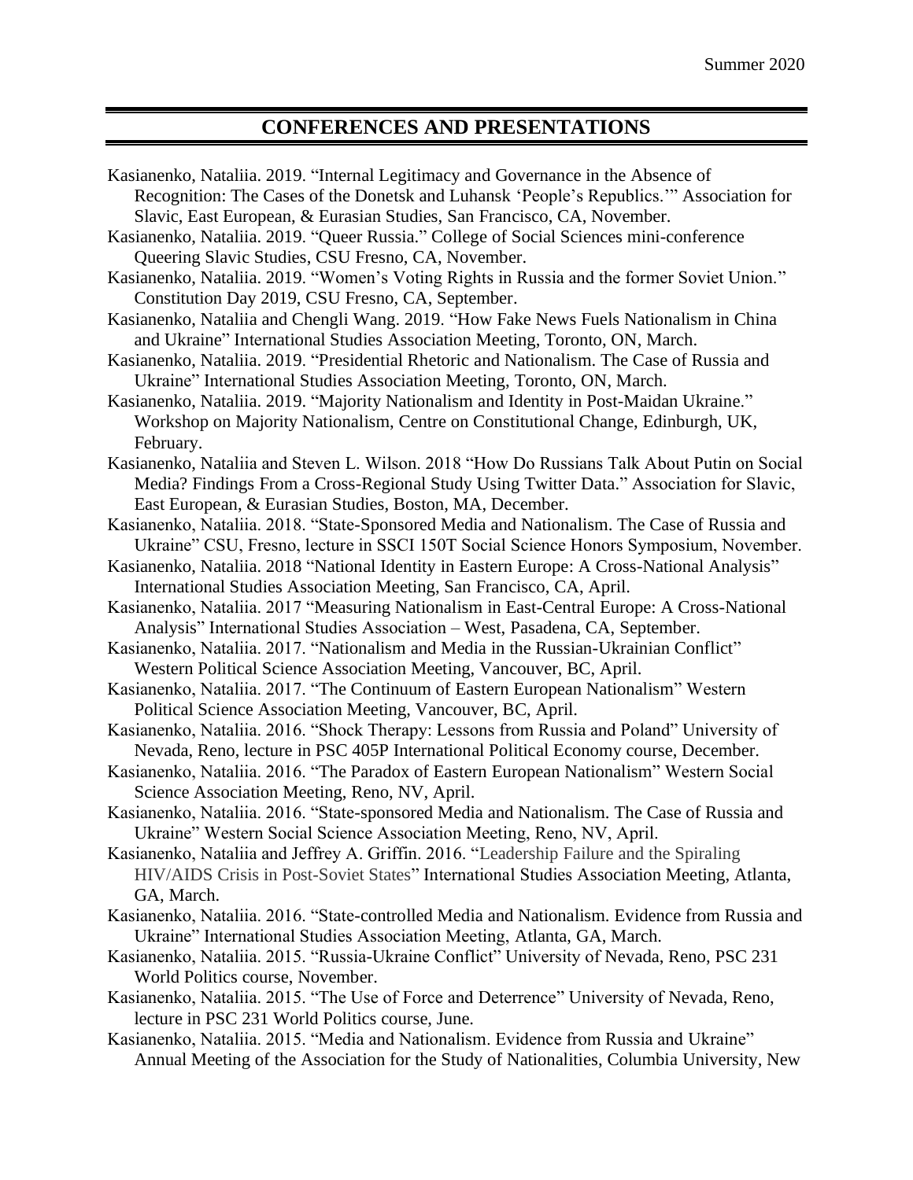## CONFERENCES AND PRESENTATIONS

Kasianenko, Nataliia. 2019. "Internal Legitimacy and Governance in the Absence of Recognition: The Cases of the Donetsk and Luhansk 'People's Republics.'" Association for Slavic, East European, & Eurasian Studies, San Francisco, CA, November.

Kasianenko, Nataliia. 2019. "Queer Russia." College of Social Sciences mini-conference Queering Slavic Studies, CSU Fresno, CA, November.

Kasianenko, Nataliia. 2019. "Women's Voting Rights in Russia and the former Soviet Union." Constitution Day 2019, CSU Fresno, CA, September.

Kasianenko, Nataliia and Chengli Wang. 2019. "How Fake News Fuels Nationalism in China and Ukraine" International Studies Association Meeting, Toronto, ON, March.

Kasianenko, Nataliia. 2019. "Presidential Rhetoric and Nationalism. The Case of Russia and Ukraine" International Studies Association Meeting, Toronto, ON, March.

Kasianenko, Nataliia. 2019. "Majority Nationalism and Identity in Post-Maidan Ukraine." Workshop on Majority Nationalism, Centre on Constitutional Change, Edinburgh, UK, February.

Kasianenko, Nataliia and Steven L. Wilson. 2018 "How Do Russians Talk About Putin on Social Media? Findings From a Cross-Regional Study Using Twitter Data." Association for Slavic, East European, & Eurasian Studies, Boston, MA, December.

Kasianenko, Nataliia. 2018. "State-Sponsored Media and Nationalism. The Case of Russia and Ukraine" CSU, Fresno, lecture in SSCI 150T Social Science Honors Symposium, November.

Kasianenko, Nataliia. 2018 "National Identity in Eastern Europe: A Cross-National Analysis" International Studies Association Meeting, San Francisco, CA, April.

Kasianenko, Nataliia. 2017 "Measuring Nationalism in East-Central Europe: A Cross-National Analysis" International Studies Association – West, Pasadena, CA, September.

Kasianenko, Nataliia. 2017. "Nationalism and Media in the Russian-Ukrainian Conflict" Western Political Science Association Meeting, Vancouver, BC, April.

Kasianenko, Nataliia. 2017. "The Continuum of Eastern European Nationalism" Western Political Science Association Meeting, Vancouver, BC, April.

Kasianenko, Nataliia. 2016. "Shock Therapy: Lessons from Russia and Poland" University of Nevada, Reno, lecture in PSC 405P International Political Economy course, December.

Kasianenko, Nataliia. 2016. "The Paradox of Eastern European Nationalism" Western Social Science Association Meeting, Reno, NV, April.

Kasianenko, Nataliia. 2016. "State-sponsored Media and Nationalism. The Case of Russia and Ukraine" Western Social Science Association Meeting, Reno, NV, April.

Kasianenko, Nataliia and Jeffrey A. Griffin. 2016. "Leadership Failure and the Spiraling HIV/AIDS Crisis in Post-Soviet States" International Studies Association Meeting, Atlanta, GA, March.

Kasianenko, Nataliia. 2016. "State-controlled Media and Nationalism. Evidence from Russia and Ukraine" International Studies Association Meeting, Atlanta, GA, March.

Kasianenko, Nataliia. 2015. "Russia-Ukraine Conflict" University of Nevada, Reno, PSC 231 World Politics course, November.

Kasianenko, Nataliia. 2015. "The Use of Force and Deterrence" University of Nevada, Reno, lecture in PSC 231 World Politics course, June.

Kasianenko, Nataliia. 2015. "Media and Nationalism. Evidence from Russia and Ukraine" Annual Meeting of the Association for the Study of Nationalities, Columbia University, New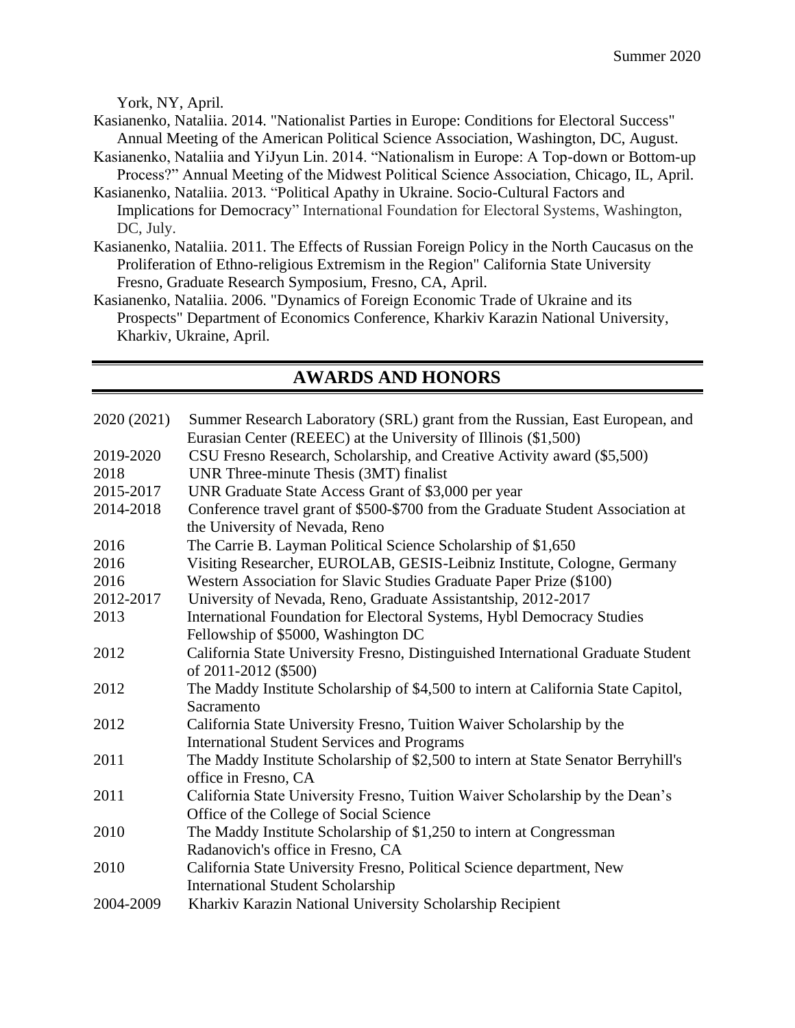York, NY, April.

Kasianenko, Nataliia. 2014. "Nationalist Parties in Europe: Conditions for Electoral Success" Annual Meeting of the American Political Science Association, Washington, DC, August.

Kasianenko, Nataliia and YiJyun Lin. 2014. "Nationalism in Europe: A Top-down or Bottom-up Process?" Annual Meeting of the Midwest Political Science Association, Chicago, IL, April.

Kasianenko, Nataliia. 2013. "Political Apathy in Ukraine. Socio-Cultural Factors and Implications for Democracy" International Foundation for Electoral Systems, Washington, DC, July.

Kasianenko, Nataliia. 2011. The Effects of Russian Foreign Policy in the North Caucasus on the Proliferation of Ethno-religious Extremism in the Region" California State University Fresno, Graduate Research Symposium, Fresno, CA, April.

Kasianenko, Nataliia. 2006. "Dynamics of Foreign Economic Trade of Ukraine and its Prospects" Department of Economics Conference, Kharkiv Karazin National University, Kharkiv, Ukraine, April.

## AWARDS AND HONORS

| | |
|---|---|
| 2020 (2021) | Summer Research Laboratory (SRL) grant from the Russian, East European, and Eurasian Center (REEEC) at the University of Illinois ($1,500) |
| 2019-2020 | CSU Fresno Research, Scholarship, and Creative Activity award ($5,500) |
| 2018 | UNR Three-minute Thesis (3MT) finalist |
| 2015-2017 | UNR Graduate State Access Grant of $3,000 per year |
| 2014-2018 | Conference travel grant of $500-$700 from the Graduate Student Association at the University of Nevada, Reno |
| 2016 | The Carrie B. Layman Political Science Scholarship of $1,650 |
| 2016 | Visiting Researcher, EUROLAB, GESIS-Leibniz Institute, Cologne, Germany |
| 2016 | Western Association for Slavic Studies Graduate Paper Prize ($100) |
| 2012-2017 | University of Nevada, Reno, Graduate Assistantship, 2012-2017 |
| 2013 | International Foundation for Electoral Systems, Hybl Democracy Studies Fellowship of $5000, Washington DC |
| 2012 | California State University Fresno, Distinguished International Graduate Student of 2011-2012 ($500) |
| 2012 | The Maddy Institute Scholarship of $4,500 to intern at California State Capitol, Sacramento |
| 2012 | California State University Fresno, Tuition Waiver Scholarship by the International Student Services and Programs |
| 2011 | The Maddy Institute Scholarship of $2,500 to intern at State Senator Berryhill's office in Fresno, CA |
| 2011 | California State University Fresno, Tuition Waiver Scholarship by the Dean's Office of the College of Social Science |
| 2010 | The Maddy Institute Scholarship of $1,250 to intern at Congressman Radanovich's office in Fresno, CA |
| 2010 | California State University Fresno, Political Science department, New International Student Scholarship |
| 2004-2009 | Kharkiv Karazin National University Scholarship Recipient |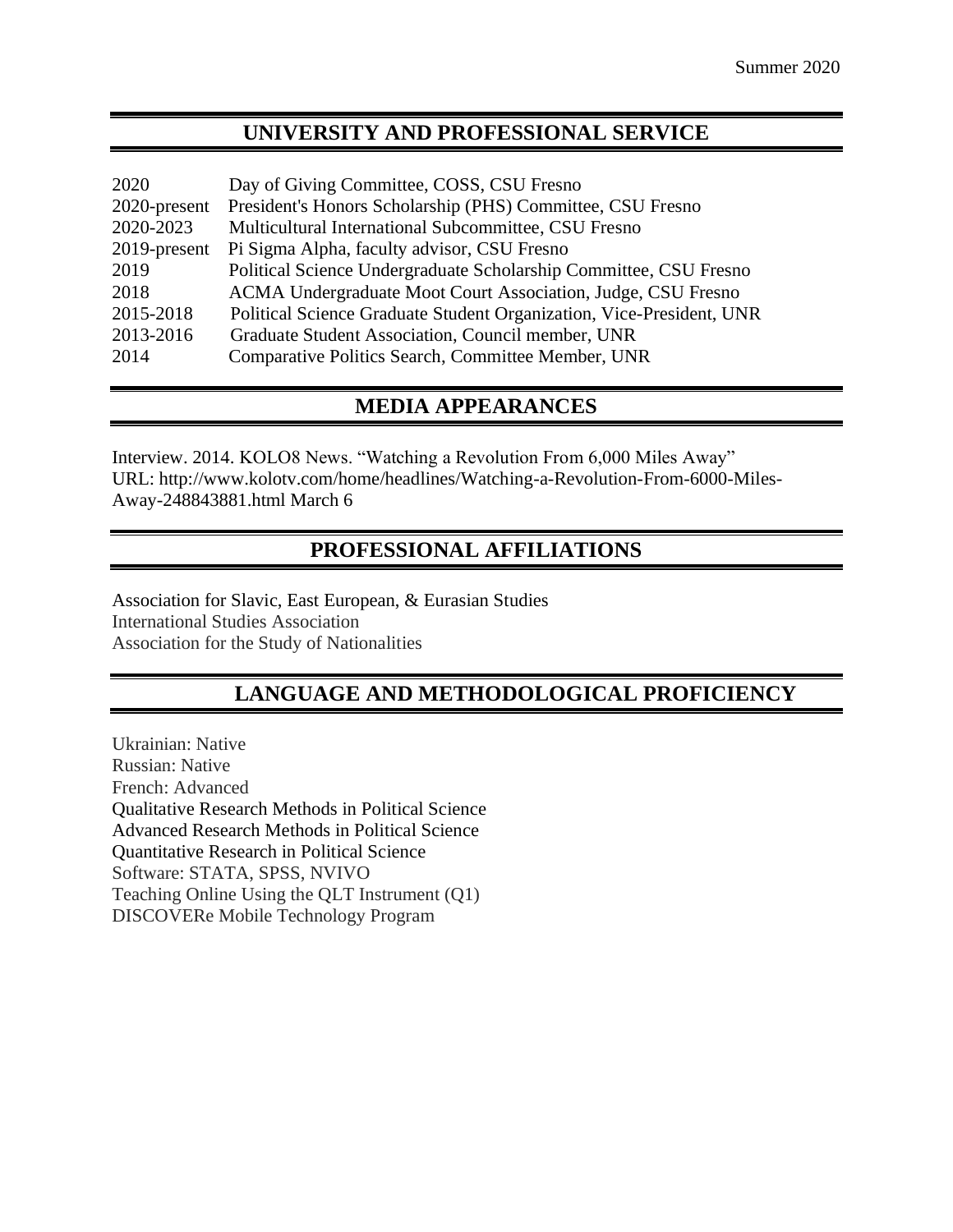## UNIVERSITY AND PROFESSIONAL SERVICE

| | |
|---|---|
| 2020 | Day of Giving Committee, COSS, CSU Fresno |
| 2020-present | President's Honors Scholarship (PHS) Committee, CSU Fresno |
| 2020-2023 | Multicultural International Subcommittee, CSU Fresno |
| 2019-present | Pi Sigma Alpha, faculty advisor, CSU Fresno |
| 2019 | Political Science Undergraduate Scholarship Committee, CSU Fresno |
| 2018 | ACMA Undergraduate Moot Court Association, Judge, CSU Fresno |
| 2015-2018 | Political Science Graduate Student Organization, Vice-President, UNR |
| 2013-2016 | Graduate Student Association, Council member, UNR |
| 2014 | Comparative Politics Search, Committee Member, UNR |

## MEDIA APPEARANCES

Interview. 2014. KOLO8 News. "Watching a Revolution From 6,000 Miles Away"
URL: http://www.kolotv.com/home/headlines/Watching-a-Revolution-From-6000-Miles-Away-248843881.html March 6

## PROFESSIONAL AFFILIATIONS

Association for Slavic, East European, & Eurasian Studies
International Studies Association
Association for the Study of Nationalities

## LANGUAGE AND METHODOLOGICAL PROFICIENCY

Ukrainian: Native
Russian: Native
French: Advanced
Qualitative Research Methods in Political Science
Advanced Research Methods in Political Science
Quantitative Research in Political Science
Software: STATA, SPSS, NVIVO
Teaching Online Using the QLT Instrument (Q1)
DISCOVERe Mobile Technology Program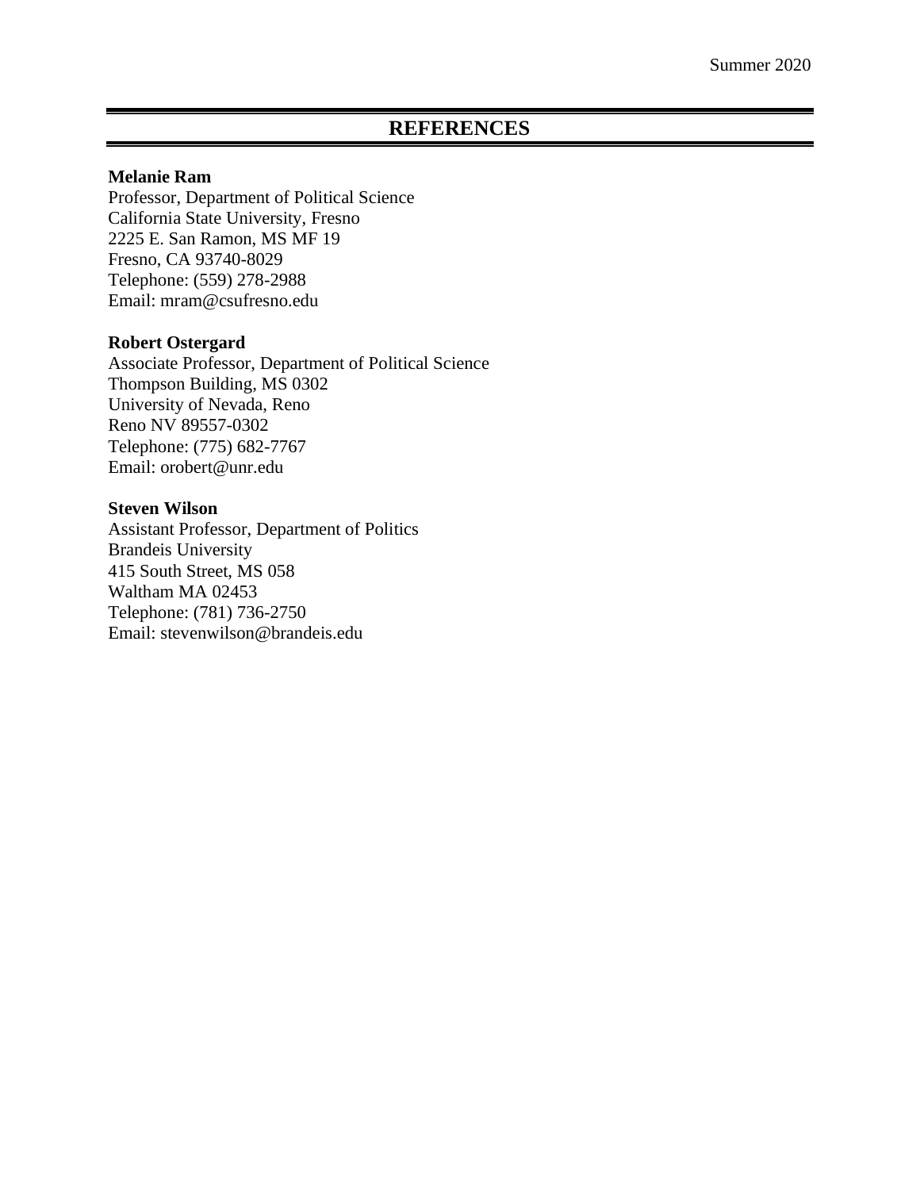## REFERENCES

**Melanie Ram**
Professor, Department of Political Science
California State University, Fresno
2225 E. San Ramon, MS MF 19
Fresno, CA 93740-8029
Telephone: (559) 278-2988
Email: mram@csufresno.edu

**Robert Ostergard**
Associate Professor, Department of Political Science
Thompson Building, MS 0302
University of Nevada, Reno
Reno NV 89557-0302
Telephone: (775) 682-7767
Email: orobert@unr.edu

**Steven Wilson**
Assistant Professor, Department of Politics
Brandeis University
415 South Street, MS 058
Waltham MA 02453
Telephone: (781) 736-2750
Email: stevenwilson@brandeis.edu